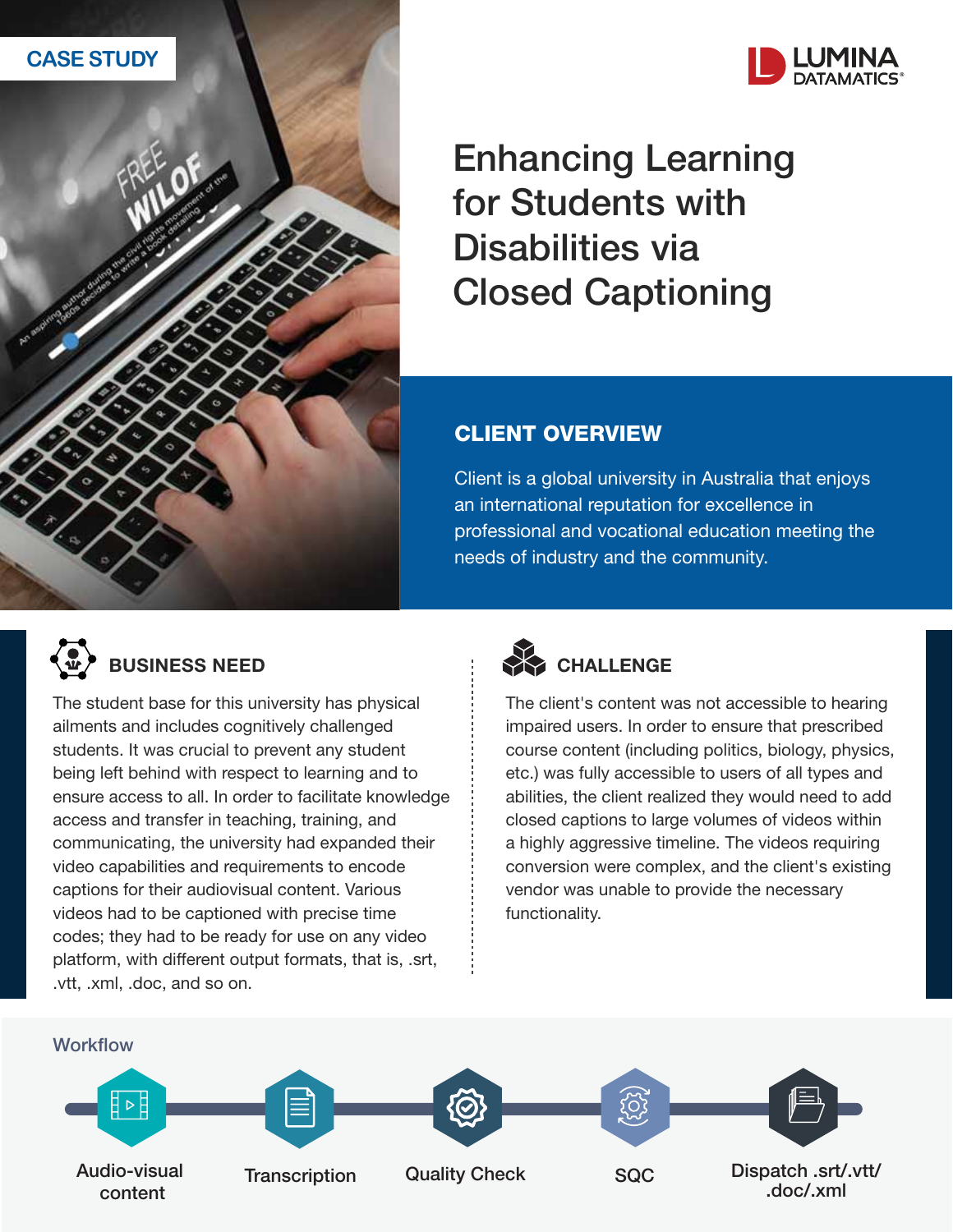CASE STUDY

LUMINA DATAMATICS®

# Enhancing Learning for Students with Disabilities via Closed Captioning

## CLIENT OVERVIEW

Client is a global university in Australia that enjoys an international reputation for excellence in professional and vocational education meeting the needs of industry and the community.

## BUSINESS NEED

The student base for this university has physical ailments and includes cognitively challenged students. It was crucial to prevent any student being left behind with respect to learning and to ensure access to all. In order to facilitate knowledge access and transfer in teaching, training, and communicating, the university had expanded their video capabilities and requirements to encode captions for their audiovisual content. Various videos had to be captioned with precise time codes; they had to be ready for use on any video platform, with different output formats, that is, .srt, .vtt, .xml, .doc, and so on.

## CHALLENGE

The client's content was not accessible to hearing impaired users. In order to ensure that prescribed course content (including politics, biology, physics, etc.) was fully accessible to users of all types and abilities, the client realized they would need to add closed captions to large volumes of videos within a highly aggressive timeline. The videos requiring conversion were complex, and the client's existing vendor was unable to provide the necessary functionality.

### Workflow

1. Audio-visual content
2. Transcription
3. Quality Check
4. SQC
5. Dispatch .srt/.vtt/.doc/.xml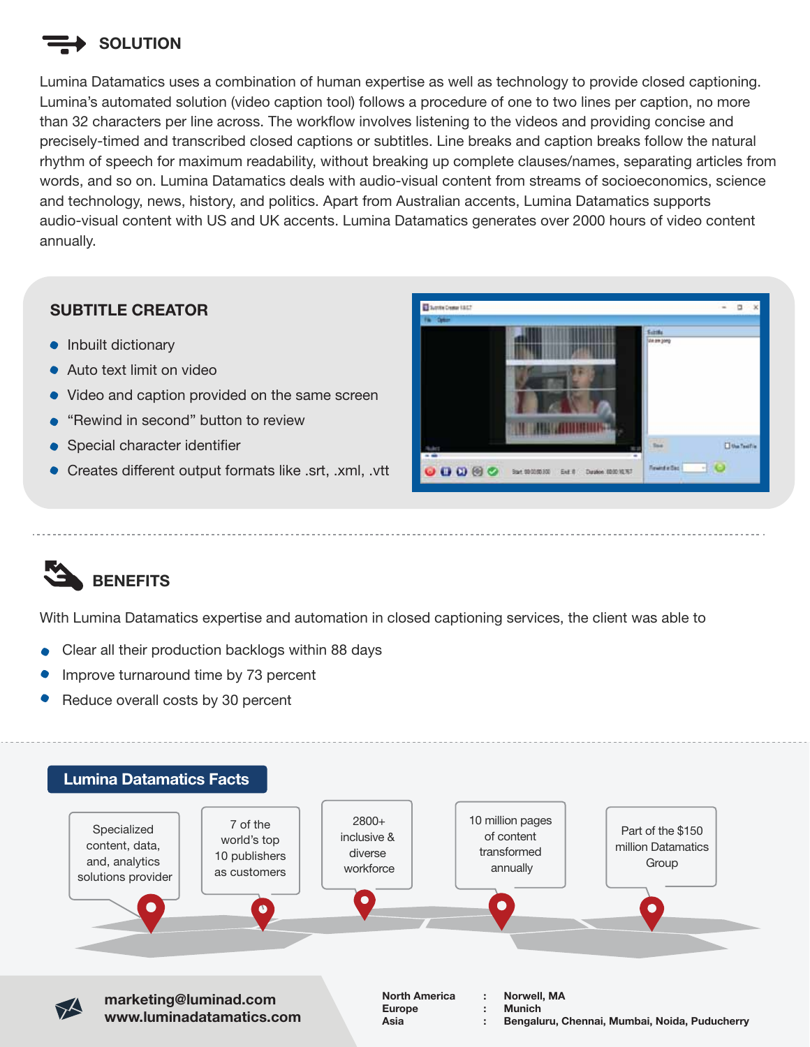## SOLUTION

Lumina Datamatics uses a combination of human expertise as well as technology to provide closed captioning. Lumina's automated solution (video caption tool) follows a procedure of one to two lines per caption, no more than 32 characters per line across. The workflow involves listening to the videos and providing concise and precisely-timed and transcribed closed captions or subtitles. Line breaks and caption breaks follow the natural rhythm of speech for maximum readability, without breaking up complete clauses/names, separating articles from words, and so on. Lumina Datamatics deals with audio-visual content from streams of socioeconomics, science and technology, news, history, and politics. Apart from Australian accents, Lumina Datamatics supports audio-visual content with US and UK accents. Lumina Datamatics generates over 2000 hours of video content annually.

### SUBTITLE CREATOR

- Inbuilt dictionary
- Auto text limit on video
- Video and caption provided on the same screen
- "Rewind in second" button to review
- Special character identifier
- Creates different output formats like .srt, .xml, .vtt

## BENEFITS

With Lumina Datamatics expertise and automation in closed captioning services, the client was able to

- Clear all their production backlogs within 88 days
- Improve turnaround time by 73 percent
- Reduce overall costs by 30 percent

### Lumina Datamatics Facts

- Specialized content, data, and, analytics solutions provider
- 7 of the world's top 10 publishers as customers
- 2800+ inclusive & diverse workforce
- 10 million pages of content transformed annually
- Part of the $150 million Datamatics Group

**marketing@luminad.com**
**www.luminadatamatics.com**

| | | |
|---|---|---|
| North America | : | Norwell, MA |
| Europe | : | Munich |
| Asia | : | Bengaluru, Chennai, Mumbai, Noida, Puducherry |